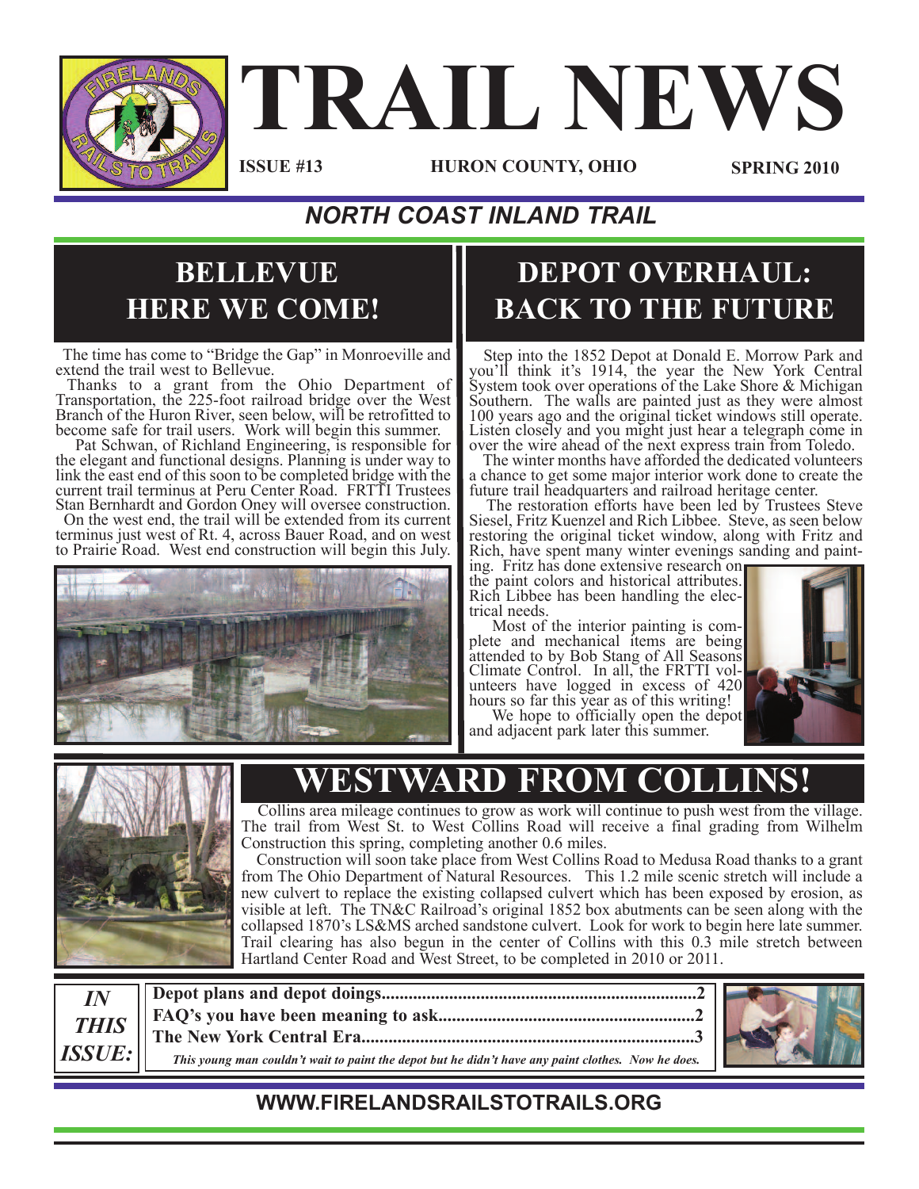# TRAIL NEWS

**ISSUE #13** **HURON COUNTY, OHIO** **SPRING 2010**

***NORTH COAST INLAND TRAIL***

## BELLEVUE HERE WE COME!

The time has come to "Bridge the Gap" in Monroeville and extend the trail west to Bellevue.

Thanks to a grant from the Ohio Department of Transportation, the 225-foot railroad bridge over the West Branch of the Huron River, seen below, will be retrofitted to become safe for trail users. Work will begin this summer.

Pat Schwan, of Richland Engineering, is responsible for the elegant and functional designs. Planning is under way to link the east end of this soon to be completed bridge with the current trail terminus at Peru Center Road. FRTTI Trustees Stan Bernhardt and Gordon Oney will oversee construction.

On the west end, the trail will be extended from its current terminus just west of Rt. 4, across Bauer Road, and on west to Prairie Road. West end construction will begin this July.

## DEPOT OVERHAUL: BACK TO THE FUTURE

Step into the 1852 Depot at Donald E. Morrow Park and you'll think it's 1914, the year the New York Central System took over operations of the Lake Shore & Michigan Southern. The walls are painted just as they were almost 100 years ago and the original ticket windows still operate. Listen closely and you might just hear a telegraph come in over the wire ahead of the next express train from Toledo.

The winter months have afforded the dedicated volunteers a chance to get some major interior work done to create the future trail headquarters and railroad heritage center.

The restoration efforts have been led by Trustees Steve Siesel, Fritz Kuenzel and Rich Libbee. Steve, as seen below restoring the original ticket window, along with Fritz and Rich, have spent many winter evenings sanding and painting. Fritz has done extensive research on the paint colors and historical attributes. Rich Libbee has been handling the electrical needs.

Most of the interior painting is complete and mechanical items are being attended to by Bob Stang of All Seasons Climate Control. In all, the FRTTI volunteers have logged in excess of 420 hours so far this year as of this writing!

We hope to officially open the depot and adjacent park later this summer.

## WESTWARD FROM COLLINS!

Collins area mileage continues to grow as work will continue to push west from the village. The trail from West St. to West Collins Road will receive a final grading from Wilhelm Construction this spring, completing another 0.6 miles.

Construction will soon take place from West Collins Road to Medusa Road thanks to a grant from The Ohio Department of Natural Resources. This 1.2 mile scenic stretch will include a new culvert to replace the existing collapsed culvert which has been exposed by erosion, as visible at left. The TN&C Railroad's original 1852 box abutments can be seen along with the collapsed 1870's LS&MS arched sandstone culvert. Look for work to begin here late summer. Trail clearing has also begun in the center of Collins with this 0.3 mile stretch between Hartland Center Road and West Street, to be completed in 2010 or 2011.

***IN THIS ISSUE:***

**Depot plans and depot doings......................................................................2**
**FAQ's you have been meaning to ask.........................................................2**
**The New York Central Era..........................................................................3**

***This young man couldn't wait to paint the depot but he didn't have any paint clothes. Now he does.***

**WWW.FIRELANDSRAILSTOTRAILS.ORG**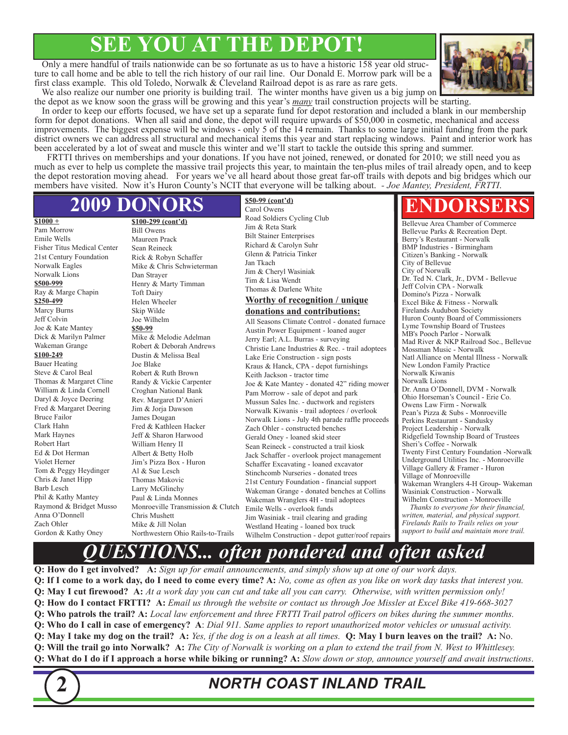# SEE YOU AT THE DEPOT!

Only a mere handful of trails nationwide can be so fortunate as us to have a historic 158 year old structure to call home and be able to tell the rich history of our rail line. Our Donald E. Morrow park will be a first class example. This old Toledo, Norwalk & Cleveland Railroad depot is as rare as rare gets.

We also realize our number one priority is building trail. The winter months have given us a big jump on the depot as we know soon the grass will be growing and this year's *many* trail construction projects will be starting.

In order to keep our efforts focused, we have set up a separate fund for depot restoration and included a blank in our membership form for depot donations. When all said and done, the depot will require upwards of $50,000 in cosmetic, mechanical and access improvements. The biggest expense will be windows - only 5 of the 14 remain. Thanks to some large initial funding from the park district owners we can address all structural and mechanical items this year and start replacing windows. Paint and interior work has been accelerated by a lot of sweat and muscle this winter and we'll start to tackle the outside this spring and summer.

FRTTI thrives on memberships and your donations. If you have not joined, renewed, or donated for 2010; we still need you as much as ever to help us complete the massive trail projects this year, to maintain the ten-plus miles of trail already open, and to keep the depot restoration moving ahead. For years we've all heard about those great far-off trails with depots and big bridges which our members have visited. Now it's Huron County's NCIT that everyone will be talking about. *- Joe Mantey, President, FRTTI.*

## 2009 DONORS

**$1000 +**

Pam Morrow
Emile Wells
Fisher Titus Medical Center
21st Century Foundation
Norwalk Eagles
Norwalk Lions

**$500-999**

Ray & Marge Chapin

**$250-499**

Marcy Burns
Jeff Colvin
Joe & Kate Mantey
Dick & Marilyn Palmer
Wakeman Grange

**$100-249**

Bauer Heating
Steve & Carol Beal
Thomas & Margaret Cline
William & Linda Cornell
Daryl & Joyce Deering
Fred & Margaret Deering
Bruce Failor
Clark Hahn
Mark Haynes
Robert Hart
Ed & Dot Herman
Violet Herner
Tom & Peggy Heydinger
Chris & Janet Hipp
Barb Lesch
Phil & Kathy Mantey
Raymond & Bridget Musso
Anna O'Donnell
Zach Ohler
Gordon & Kathy Oney

**$100-299 (cont'd)**

Bill Owens
Maureen Prack
Sean Reineck
Rick & Robyn Schaffer
Mike & Chris Schwieterman
Dan Strayer
Henry & Marty Timman
Toft Dairy
Helen Wheeler
Skip Wilde
Joe Wilhelm

**$50-99**

Mike & Melodie Adelman
Robert & Deborah Andrews
Dustin & Melissa Beal
Joe Blake
Robert & Ruth Brown
Randy & Vickie Carpenter
Croghan National Bank
Rev. Margaret D'Anieri
Jim & Jorja Dawson
James Dougan
Fred & Kathleen Hacker
Jeff & Sharon Harwood
William Henry II
Albert & Betty Holb
Jim's Pizza Box - Huron
Al & Sue Lesch
Thomas Makovic
Larry McGlinchy
Paul & Linda Monnes
Monroeville Transmission & Clutch
Chris Mushett
Mike & Jill Nolan
Northwestern Ohio Rails-to-Trails

**$50-99 (cont'd)**

Carol Owens
Road Soldiers Cycling Club
Jim & Reta Stark
Bilt Stainer Enterprises
Richard & Carolyn Suhr
Glenn & Patricia Tinker
Jan Tkach
Jim & Cheryl Wasiniak
Tim & Lisa Wendt
Thomas & Darlene White

### Worthy of recognition / unique donations and contributions:

All Seasons Climate Control - donated furnace
Austin Power Equipment - loaned auger
Jerry Earl; A.L. Burras - surveying
Christie Lane Industries & Rec. - trail adoptees
Lake Erie Construction - sign posts
Kraus & Hanck, CPA - depot furnishings
Keith Jackson - tractor time
Joe & Kate Mantey - donated 42" riding mower
Pam Morrow - sale of depot and park
Mussun Sales Inc. - ductwork and registers
Norwalk Kiwanis - trail adoptees / overlook
Norwalk Lions - July 4th parade raffle proceeds
Zach Ohler - constructed benches
Gerald Oney - loaned skid steer
Sean Reineck - constructed a trail kiosk
Jack Schaffer - overlook project management
Schaffer Excavating - loaned excavator
Stinchcomb Nurseries - donated trees
21st Century Foundation - financial support
Wakeman Grange - donated benches at Collins
Wakeman Wranglers 4H - trail adoptees
Emile Wells - overlook funds
Jim Wasiniak - trail clearing and grading
Westland Heating - loaned box truck
Wilhelm Construction - depot gutter/roof repairs

## ENDORSERS

Bellevue Area Chamber of Commerce
Bellevue Parks & Recreation Dept.
Berry's Restaurant - Norwalk
BMP Industries - Birmingham
Citizen's Banking - Norwalk
City of Bellevue
City of Norwalk
Dr. Ted N. Clark, Jr., DVM - Bellevue
Jeff Colvin CPA - Norwalk
Domino's Pizza - Norwalk
Excel Bike & Fitness - Norwalk
Firelands Audubon Society
Huron County Board of Commissioners
Lyme Township Board of Trustees
MB's Pooch Parlor - Norwalk
Mad River & NKP Railroad Soc., Bellevue
Mossman Music - Norwalk
Natl Alliance on Mental Illness - Norwalk
New London Family Practice
Norwalk Kiwanis
Norwalk Lions
Dr. Anna O'Donnell, DVM - Norwalk
Ohio Horseman's Council - Erie Co.
Owens Law Firm - Norwalk
Pean's Pizza & Subs - Monroeville
Perkins Restaurant - Sandusky
Project Leadership - Norwalk
Ridgefield Township Board of Trustees
Sheri's Coffee - Norwalk
Twenty First Century Foundation -Norwalk
Underground Utilities Inc. - Monroeville
Village Gallery & Framer - Huron
Village of Monroeville
Wakeman Wranglers 4-H Group- Wakeman
Wasiniak Construction - Norwalk
Wilhelm Construction - Monroeville

*Thanks to everyone for their financial, written, material, and physical support. Firelands Rails to Trails relies on your support to build and maintain more trail.*

## *QUESTIONS... often pondered and often asked*

**Q: How do I get involved?** **A:** *Sign up for email announcements, and simply show up at one of our work days.*

**Q: If I come to a work day, do I need to come every time? A:** *No, come as often as you like on work day tasks that interest you.*

**Q: May I cut firewood?** **A:** *At a work day you can cut and take all you can carry. Otherwise, with written permission only!*

**Q: How do I contact FRTTI?** **A:** *Email us through the website or contact us through Joe Missler at Excel Bike 419-668-3027*

**Q: Who patrols the trail? A:** *Local law enforcement and three FRTTI Trail patrol officers on bikes during the summer months.*

**Q: Who do I call in case of emergency?** **A**: *Dial 911. Same applies to report unauthorized motor vehicles or unusual activity.*

**Q: May I take my dog on the trail?** **A:** *Yes, if the dog is on a leash at all times.* **Q: May I burn leaves on the trail?** **A:** No.

**Q: Will the trail go into Norwalk?** **A:** *The City of Norwalk is working on a plan to extend the trail from N. West to Whittlesey.*

**Q: What do I do if I approach a horse while biking or running? A:** *Slow down or stop, announce yourself and await instructions.*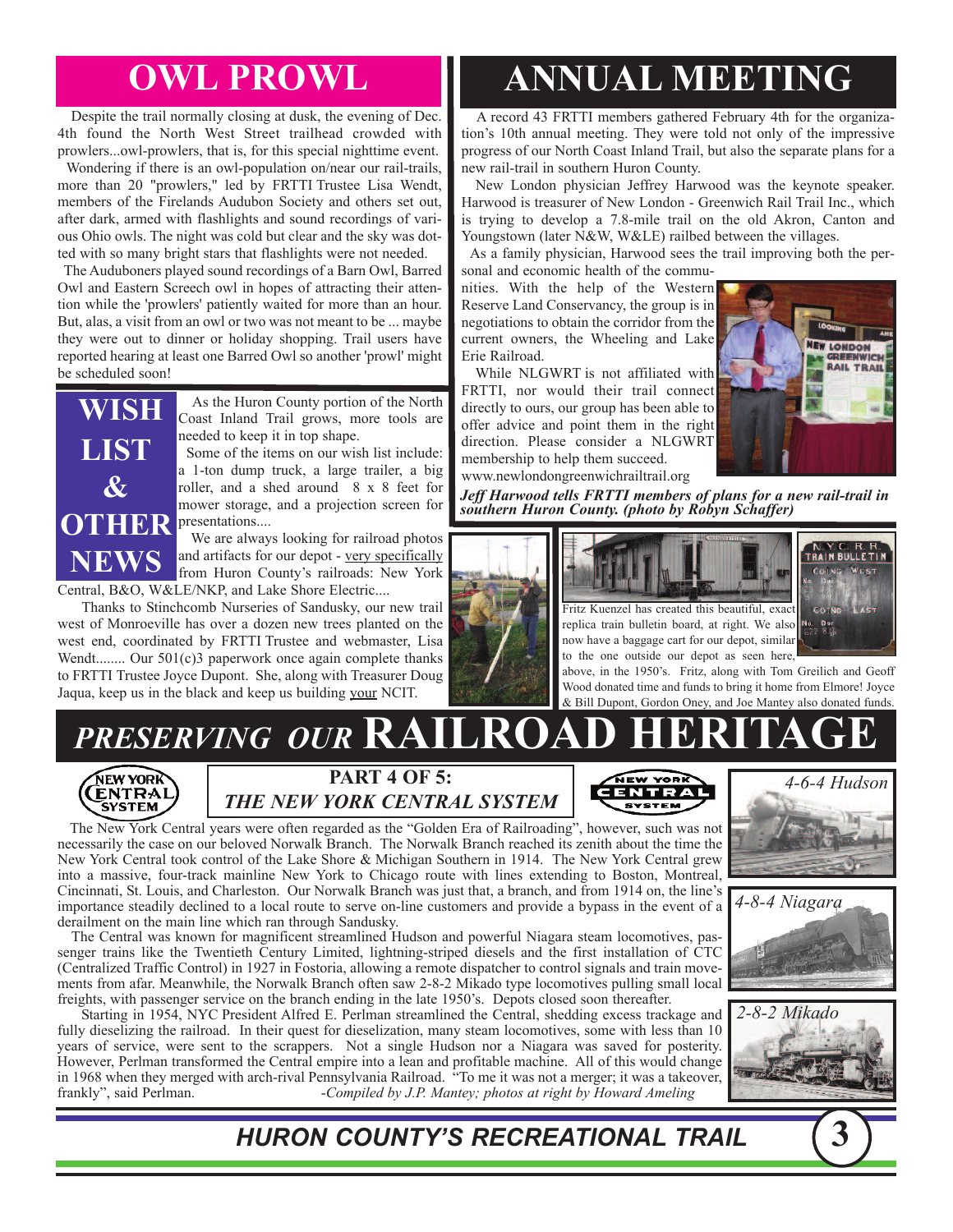# OWL PROWL

Despite the trail normally closing at dusk, the evening of Dec. 4th found the North West Street trailhead crowded with prowlers...owl-prowlers, that is, for this special nighttime event.

Wondering if there is an owl-population on/near our rail-trails, more than 20 "prowlers," led by FRTTI Trustee Lisa Wendt, members of the Firelands Audubon Society and others set out, after dark, armed with flashlights and sound recordings of various Ohio owls. The night was cold but clear and the sky was dotted with so many bright stars that flashlights were not needed.

The Auduboners played sound recordings of a Barn Owl, Barred Owl and Eastern Screech owl in hopes of attracting their attention while the 'prowlers' patiently waited for more than an hour. But, alas, a visit from an owl or two was not meant to be ... maybe they were out to dinner or holiday shopping. Trail users have reported hearing at least one Barred Owl so another 'prowl' might be scheduled soon!

# WISH LIST & OTHER NEWS

As the Huron County portion of the North Coast Inland Trail grows, more tools are needed to keep it in top shape.

Some of the items on our wish list include: a 1-ton dump truck, a large trailer, a big roller, and a shed around 8 x 8 feet for mower storage, and a projection screen for presentations....

We are always looking for railroad photos and artifacts for our depot - very specifically from Huron County's railroads: New York Central, B&O, W&LE/NKP, and Lake Shore Electric....

Thanks to Stinchcomb Nurseries of Sandusky, our new trail west of Monroeville has over a dozen new trees planted on the west end, coordinated by FRTTI Trustee and webmaster, Lisa Wendt........ Our 501(c)3 paperwork once again complete thanks to FRTTI Trustee Joyce Dupont. She, along with Treasurer Doug Jaqua, keep us in the black and keep us building your NCIT.

# ANNUAL MEETING

A record 43 FRTTI members gathered February 4th for the organization's 10th annual meeting. They were told not only of the impressive progress of our North Coast Inland Trail, but also the separate plans for a new rail-trail in southern Huron County.

New London physician Jeffrey Harwood was the keynote speaker. Harwood is treasurer of New London - Greenwich Rail Trail Inc., which is trying to develop a 7.8-mile trail on the old Akron, Canton and Youngstown (later N&W, W&LE) railbed between the villages.

As a family physician, Harwood sees the trail improving both the personal and economic health of the communities. With the help of the Western Reserve Land Conservancy, the group is in negotiations to obtain the corridor from the current owners, the Wheeling and Lake Erie Railroad.

While NLGWRT is not affiliated with FRTTI, nor would their trail connect directly to ours, our group has been able to offer advice and point them in the right direction. Please consider a NLGWRT membership to help them succeed.
www.newlondongreenwichrailtrail.org

*Jeff Harwood tells FRTTI members of plans for a new rail-trail in southern Huron County. (photo by Robyn Schaffer)*

Fritz Kuenzel has created this beautiful, exact replica train bulletin board, at right. We also now have a baggage cart for our depot, similar to the one outside our depot as seen here, above, in the 1950's. Fritz, along with Tom Greilich and Geoff Wood donated time and funds to bring it home from Elmore! Joyce & Bill Dupont, Gordon Oney, and Joe Mantey also donated funds.

# *PRESERVING OUR* RAILROAD HERITAGE

## PART 4 OF 5: *THE NEW YORK CENTRAL SYSTEM*

The New York Central years were often regarded as the "Golden Era of Railroading", however, such was not necessarily the case on our beloved Norwalk Branch. The Norwalk Branch reached its zenith about the time the New York Central took control of the Lake Shore & Michigan Southern in 1914. The New York Central grew into a massive, four-track mainline New York to Chicago route with lines extending to Boston, Montreal, Cincinnati, St. Louis, and Charleston. Our Norwalk Branch was just that, a branch, and from 1914 on, the line's importance steadily declined to a local route to serve on-line customers and provide a bypass in the event of a derailment on the main line which ran through Sandusky.

The Central was known for magnificent streamlined Hudson and powerful Niagara steam locomotives, passenger trains like the Twentieth Century Limited, lightning-striped diesels and the first installation of CTC (Centralized Traffic Control) in 1927 in Fostoria, allowing a remote dispatcher to control signals and train movements from afar. Meanwhile, the Norwalk Branch often saw 2-8-2 Mikado type locomotives pulling small local freights, with passenger service on the branch ending in the late 1950's. Depots closed soon thereafter.

Starting in 1954, NYC President Alfred E. Perlman streamlined the Central, shedding excess trackage and fully dieselizing the railroad. In their quest for dieselization, many steam locomotives, some with less than 10 years of service, were sent to the scrappers. Not a single Hudson nor a Niagara was saved for posterity. However, Perlman transformed the Central empire into a lean and profitable machine. All of this would change in 1968 when they merged with arch-rival Pennsylvania Railroad. "To me it was not a merger; it was a takeover, frankly", said Perlman.

*-Compiled by J.P. Mantey; photos at right by Howard Ameling*

*4-6-4 Hudson*

*4-8-4 Niagara*

*2-8-2 Mikado*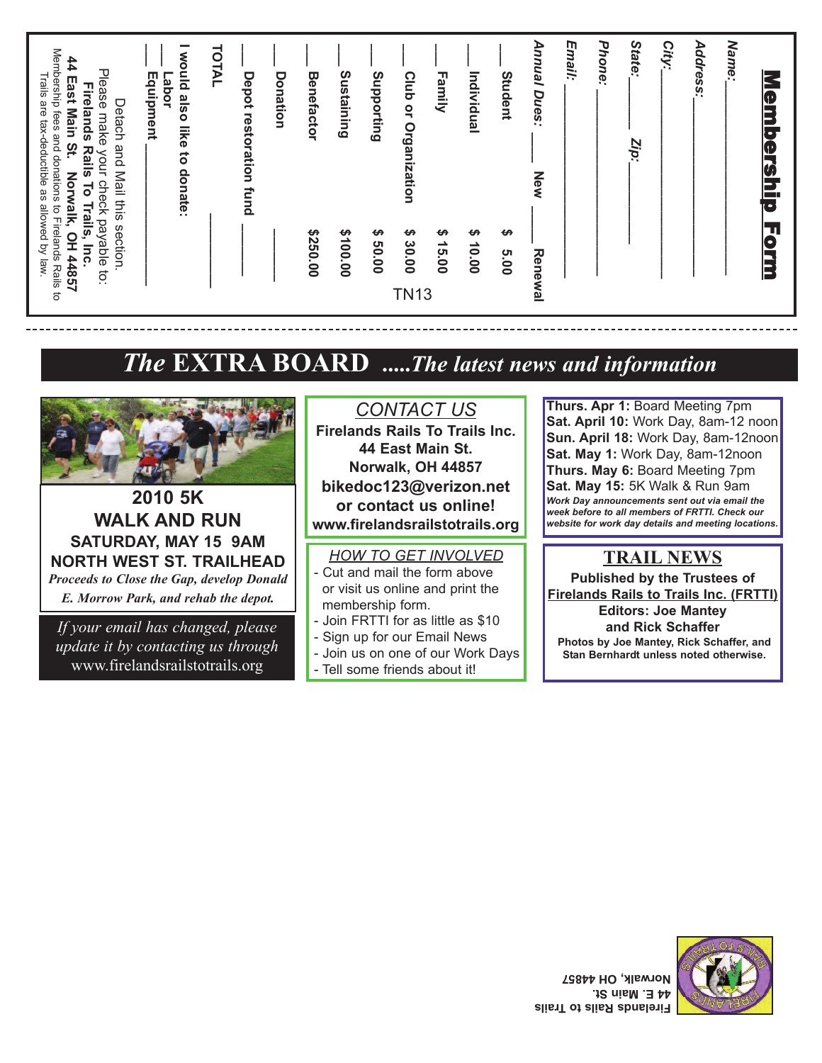# Membership Form

**Name:** ____________________

**Address:** ____________________

**City:** ____________________

**State:** ______ **Zip:** ______

**Phone:** ____________________

**Email:** ____________________

*Annual Dues:* ____ **New** ____ **Renewal**

| | | |
|---|---|---|
| ____ | **Student** | **$ 5.00** |
| ____ | **Individual** | **$ 10.00** |
| ____ | **Family** | **$ 15.00** |
| ____ | **Club or Organization** | **$ 30.00** |
| ____ | **Supporting** | **$ 50.00** |
| ____ | **Sustaining** | **$100.00** |
| ____ | **Benefactor** | **$250.00** |
| ____ | **Donation** | ____ |
| ____ | **Depot restoration fund** | ____ |
| | **TOTAL** | ____ |

TN13

**I would also like to donate:**

____ **Labor**

____ **Equipment** ____________

Detach and Mail this section.

Please make your check payable to:

**Firelands Rails To Trails, Inc.**

**44 East Main St. Norwalk, OH 44857**

Membership fees and donations to Firelands Rails to Trails are tax-deductible as allowed by law.

# *The* EXTRA BOARD *.....The latest news and information*

**2010 5K WALK AND RUN**

**SATURDAY, MAY 15 9AM**

**NORTH WEST ST. TRAILHEAD**

*Proceeds to Close the Gap, develop Donald E. Morrow Park, and rehab the depot.*

*If your email has changed, please update it by contacting us through* www.firelandsrailstotrails.org

## *CONTACT US*

**Firelands Rails To Trails Inc.**
**44 East Main St.**
**Norwalk, OH 44857**
**bikedoc123@verizon.net**
**or contact us online!**
**www.firelandsrailstotrails.org**

## *HOW TO GET INVOLVED*

- Cut and mail the form above or visit us online and print the membership form.
- Join FRTTI for as little as $10
- Sign up for our Email News
- Join us on one of our Work Days
- Tell some friends about it!

**Thurs. Apr 1:** Board Meeting 7pm
**Sat. April 10:** Work Day, 8am-12 noon
**Sun. April 18:** Work Day, 8am-12noon
**Sat. May 1:** Work Day, 8am-12noon
**Thurs. May 6:** Board Meeting 7pm
**Sat. May 15:** 5K Walk & Run 9am

***Work Day announcements sent out via email the week before to all members of FRTTI. Check our website for work day details and meeting locations.***

## TRAIL NEWS

**Published by the Trustees of Firelands Rails to Trails Inc. (FRTTI)**
**Editors: Joe Mantey and Rick Schaffer**
**Photos by Joe Mantey, Rick Schaffer, and Stan Bernhardt unless noted otherwise.**

**Firelands Rails to Trails**
**44 E. Main St.**
**Norwalk, OH 44857**